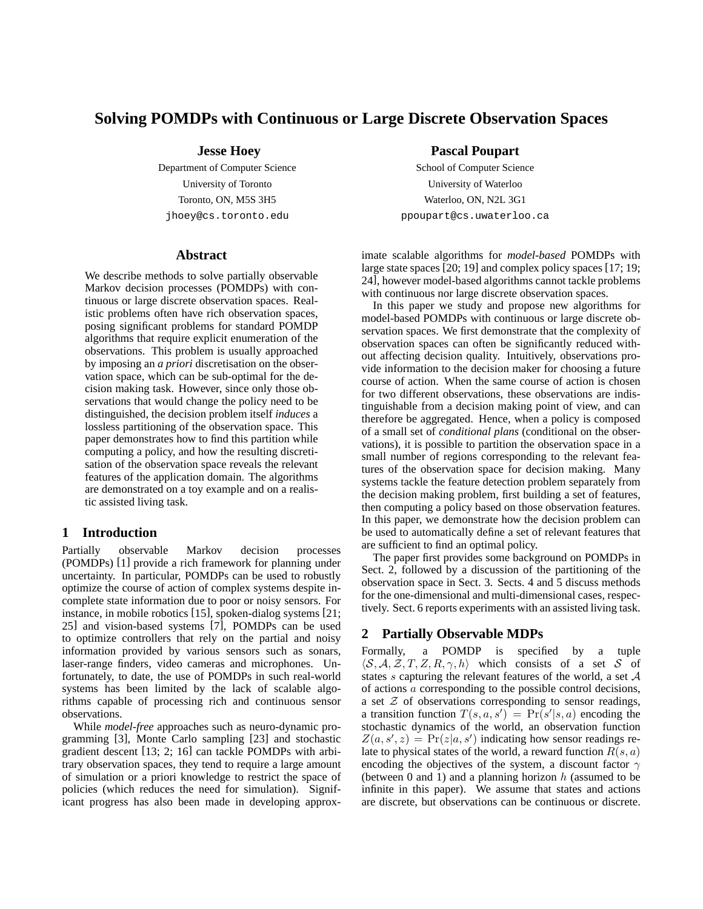# Solving POMDPs with Continuous or Large Discrete Observation Spaces

**Jesse Hoey**
Department of Computer Science
University of Toronto
Toronto, ON, M5S 3H5
jhoey@cs.toronto.edu

**Pascal Poupart**
School of Computer Science
University of Waterloo
Waterloo, ON, N2L 3G1
ppoupart@cs.uwaterloo.ca

## Abstract

We describe methods to solve partially observable Markov decision processes (POMDPs) with continuous or large discrete observation spaces. Realistic problems often have rich observation spaces, posing significant problems for standard POMDP algorithms that require explicit enumeration of the observations. This problem is usually approached by imposing an *a priori* discretisation on the observation space, which can be sub-optimal for the decision making task. However, since only those observations that would change the policy need to be distinguished, the decision problem itself *induces* a lossless partitioning of the observation space. This paper demonstrates how to find this partition while computing a policy, and how the resulting discretisation of the observation space reveals the relevant features of the application domain. The algorithms are demonstrated on a toy example and on a realistic assisted living task.

## 1 Introduction

Partially observable Markov decision processes (POMDPs) [1] provide a rich framework for planning under uncertainty. In particular, POMDPs can be used to robustly optimize the course of action of complex systems despite incomplete state information due to poor or noisy sensors. For instance, in mobile robotics [15], spoken-dialog systems [21; 25] and vision-based systems [7], POMDPs can be used to optimize controllers that rely on the partial and noisy information provided by various sensors such as sonars, laser-range finders, video cameras and microphones. Unfortunately, to date, the use of POMDPs in such real-world systems has been limited by the lack of scalable algorithms capable of processing rich and continuous sensor observations.

While *model-free* approaches such as neuro-dynamic programming [3], Monte Carlo sampling [23] and stochastic gradient descent [13; 2; 16] can tackle POMDPs with arbitrary observation spaces, they tend to require a large amount of simulation or a priori knowledge to restrict the space of policies (which reduces the need for simulation). Significant progress has also been made in developing approximate scalable algorithms for *model-based* POMDPs with large state spaces [20; 19] and complex policy spaces [17; 19; 24], however model-based algorithms cannot tackle problems with continuous nor large discrete observation spaces.

In this paper we study and propose new algorithms for model-based POMDPs with continuous or large discrete observation spaces. We first demonstrate that the complexity of observation spaces can often be significantly reduced without affecting decision quality. Intuitively, observations provide information to the decision maker for choosing a future course of action. When the same course of action is chosen for two different observations, these observations are indistinguishable from a decision making point of view, and can therefore be aggregated. Hence, when a policy is composed of a small set of *conditional plans* (conditional on the observations), it is possible to partition the observation space in a small number of regions corresponding to the relevant features of the observation space for decision making. Many systems tackle the feature detection problem separately from the decision making problem, first building a set of features, then computing a policy based on those observation features. In this paper, we demonstrate how the decision problem can be used to automatically define a set of relevant features that are sufficient to find an optimal policy.

The paper first provides some background on POMDPs in Sect. 2, followed by a discussion of the partitioning of the observation space in Sect. 3. Sects. 4 and 5 discuss methods for the one-dimensional and multi-dimensional cases, respectively. Sect. 6 reports experiments with an assisted living task.

## 2 Partially Observable MDPs

Formally, a POMDP is specified by a tuple $\langle \mathcal{S}, \mathcal{A}, \mathcal{Z}, T, Z, R, \gamma, h \rangle$ which consists of a set $\mathcal{S}$ of states $s$ capturing the relevant features of the world, a set $\mathcal{A}$ of actions $a$ corresponding to the possible control decisions, a set $\mathcal{Z}$ of observations corresponding to sensor readings, a transition function $T(s, a, s') = \Pr(s'|s, a)$ encoding the stochastic dynamics of the world, an observation function $Z(a, s', z) = \Pr(z|a, s')$ indicating how sensor readings relate to physical states of the world, a reward function $R(s, a)$ encoding the objectives of the system, a discount factor $\gamma$ (between 0 and 1) and a planning horizon $h$ (assumed to be infinite in this paper). We assume that states and actions are discrete, but observations can be continuous or discrete.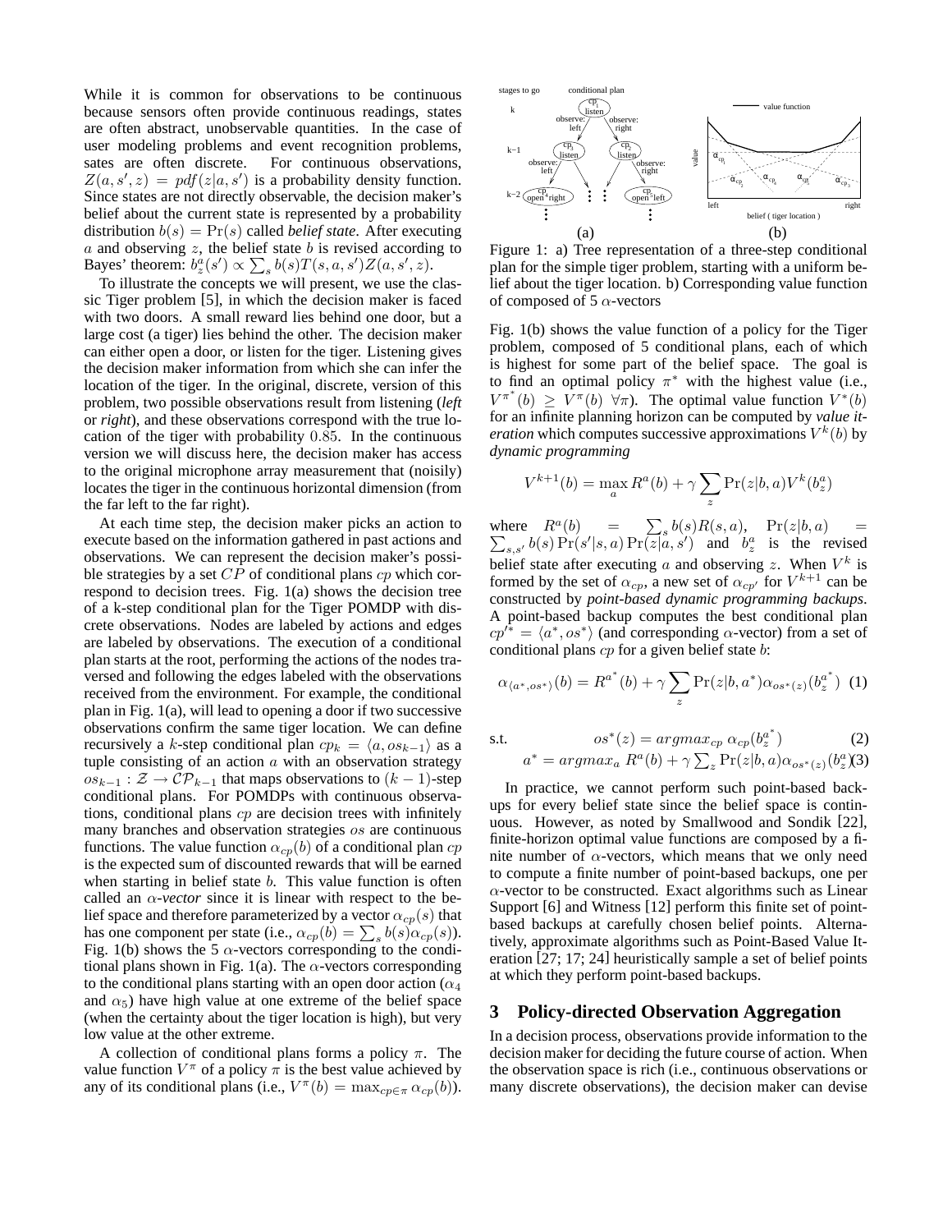While it is common for observations to be continuous because sensors often provide continuous readings, states are often abstract, unobservable quantities. In the case of user modeling problems and event recognition problems, sates are often discrete. For continuous observations, $Z(a, s', z) = pdf(z|a, s')$ is a probability density function. Since states are not directly observable, the decision maker's belief about the current state is represented by a probability distribution $b(s) = \Pr(s)$ called *belief state*. After executing $a$ and observing $z$, the belief state $b$ is revised according to Bayes' theorem: $b_z^a(s') \propto \sum_s b(s)T(s, a, s')Z(a, s', z)$.

To illustrate the concepts we will present, we use the classic Tiger problem [5], in which the decision maker is faced with two doors. A small reward lies behind one door, but a large cost (a tiger) lies behind the other. The decision maker can either open a door, or listen for the tiger. Listening gives the decision maker information from which she can infer the location of the tiger. In the original, discrete, version of this problem, two possible observations result from listening (*left* or *right*), and these observations correspond with the true location of the tiger with probability $0.85$. In the continuous version we will discuss here, the decision maker has access to the original microphone array measurement that (noisily) locates the tiger in the continuous horizontal dimension (from the far left to the far right).

At each time step, the decision maker picks an action to execute based on the information gathered in past actions and observations. We can represent the decision maker's possible strategies by a set $CP$ of conditional plans $cp$ which correspond to decision trees. Fig. 1(a) shows the decision tree of a k-step conditional plan for the Tiger POMDP with discrete observations. Nodes are labeled by actions and edges are labeled by observations. The execution of a conditional plan starts at the root, performing the actions of the nodes traversed and following the edges labeled with the observations received from the environment. For example, the conditional plan in Fig. 1(a), will lead to opening a door if two successive observations confirm the same tiger location. We can define recursively a $k$-step conditional plan $cp_k = \langle a, os_{k-1} \rangle$ as a tuple consisting of an action $a$ with an observation strategy $os_{k-1} : \mathcal{Z} \rightarrow \mathcal{CP}_{k-1}$ that maps observations to $(k-1)$-step conditional plans. For POMDPs with continuous observations, conditional plans $cp$ are decision trees with infinitely many branches and observation strategies $os$ are continuous functions. The value function $\alpha_{cp}(b)$ of a conditional plan $cp$ is the expected sum of discounted rewards that will be earned when starting in belief state $b$. This value function is often called an $\alpha$*-vector* since it is linear with respect to the belief space and therefore parameterized by a vector $\alpha_{cp}(s)$ that has one component per state (i.e., $\alpha_{cp}(b) = \sum_s b(s)\alpha_{cp}(s)$). Fig. 1(b) shows the 5 $\alpha$-vectors corresponding to the conditional plans shown in Fig. 1(a). The $\alpha$-vectors corresponding to the conditional plans starting with an open door action ($\alpha_4$ and $\alpha_5$) have high value at one extreme of the belief space (when the certainty about the tiger location is high), but very low value at the other extreme.

A collection of conditional plans forms a policy $\pi$. The value function $V^\pi$ of a policy $\pi$ is the best value achieved by any of its conditional plans (i.e., $V^\pi(b) = \max_{cp \in \pi} \alpha_{cp}(b)$).

Figure 1: a) Tree representation of a three-step conditional plan for the simple tiger problem, starting with a uniform belief about the tiger location. b) Corresponding value function of composed of 5 $\alpha$-vectors

Fig. 1(b) shows the value function of a policy for the Tiger problem, composed of 5 conditional plans, each of which is highest for some part of the belief space. The goal is to find an optimal policy $\pi^*$ with the highest value (i.e., $V^{\pi^*}(b) \geq V^\pi(b) \ \forall \pi$). The optimal value function $V^*(b)$ for an infinite planning horizon can be computed by *value iteration* which computes successive approximations $V^k(b)$ by *dynamic programming*

$$V^{k+1}(b) = \max_a R^a(b) + \gamma \sum_z \Pr(z|b, a) V^k(b_z^a)$$

where $R^a(b) = \sum_s b(s)R(s, a)$, $\Pr(z|b, a) = \sum_{s,s'} b(s) \Pr(s'|s, a) \Pr(z|a, s')$ and $b_z^a$ is the revised belief state after executing $a$ and observing $z$. When $V^k$ is formed by the set of $\alpha_{cp}$, a new set of $\alpha_{cp'}$ for $V^{k+1}$ can be constructed by *point-based dynamic programming backups*. A point-based backup computes the best conditional plan $cp'^* = \langle a^*, os^* \rangle$ (and corresponding $\alpha$-vector) from a set of conditional plans $cp$ for a given belief state $b$:

$$\alpha_{\langle a^*, os^* \rangle}(b) = R^{a^*}(b) + \gamma \sum_z \Pr(z|b, a^*) \alpha_{os^*(z)}(b_z^{a^*}) \quad (1)$$

$$\text{s.t.} \quad os^*(z) = argmax_{cp} \ \alpha_{cp}(b_z^{a^*}) \quad (2)$$

$$a^* = argmax_a \ R^a(b) + \gamma \sum_z \Pr(z|b, a) \alpha_{os^*(z)}(b_z^a) \quad (3)$$

In practice, we cannot perform such point-based backups for every belief state since the belief space is continuous. However, as noted by Smallwood and Sondik [22], finite-horizon optimal value functions are composed by a finite number of $\alpha$-vectors, which means that we only need to compute a finite number of point-based backups, one per $\alpha$-vector to be constructed. Exact algorithms such as Linear Support [6] and Witness [12] perform this finite set of point-based backups at carefully chosen belief points. Alternatively, approximate algorithms such as Point-Based Value Iteration [27; 17; 24] heuristically sample a set of belief points at which they perform point-based backups.

## 3 Policy-directed Observation Aggregation

In a decision process, observations provide information to the decision maker for deciding the future course of action. When the observation space is rich (i.e., continuous observations or many discrete observations), the decision maker can devise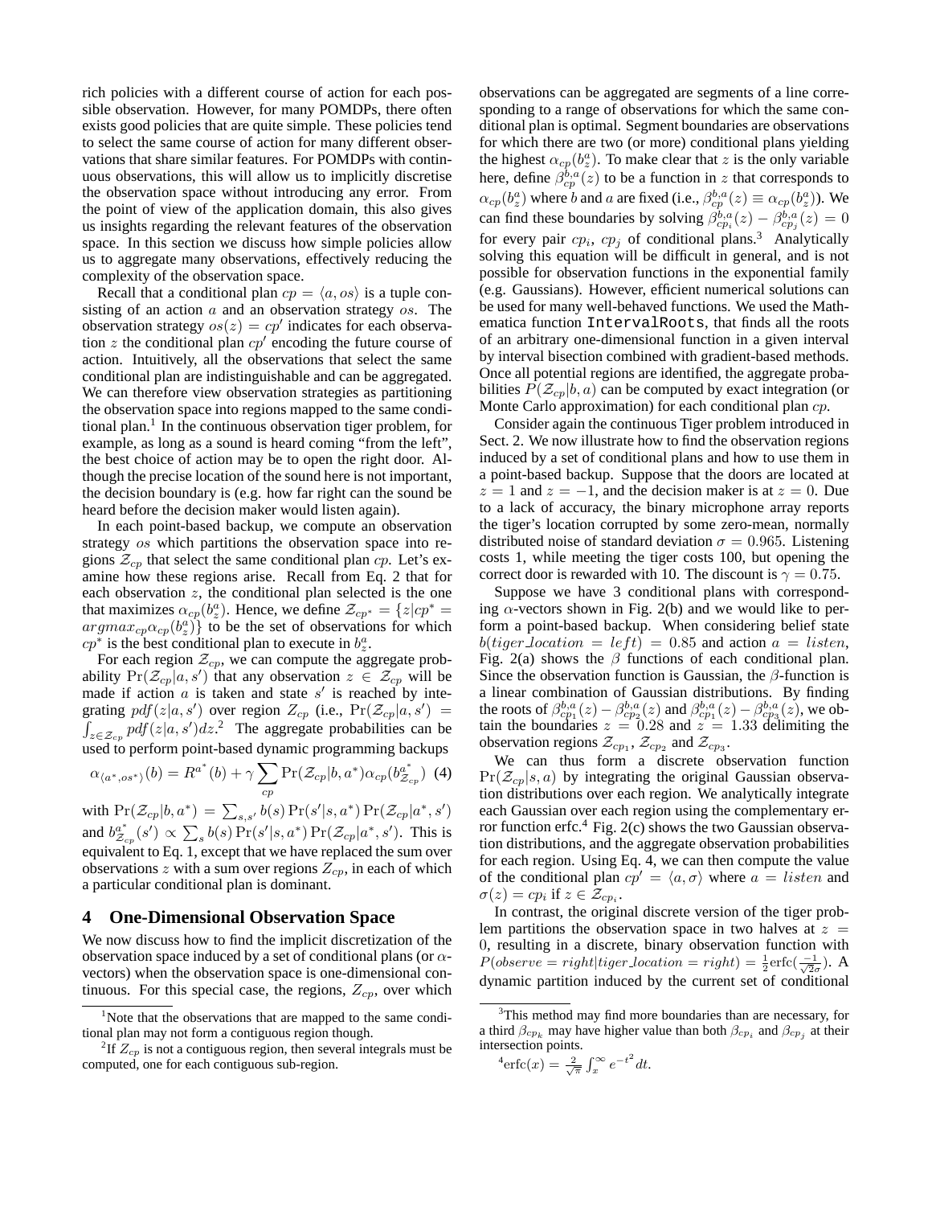rich policies with a different course of action for each possible observation. However, for many POMDPs, there often exists good policies that are quite simple. These policies tend to select the same course of action for many different observations that share similar features. For POMDPs with continuous observations, this will allow us to implicitly discretise the observation space without introducing any error. From the point of view of the application domain, this also gives us insights regarding the relevant features of the observation space. In this section we discuss how simple policies allow us to aggregate many observations, effectively reducing the complexity of the observation space.

Recall that a conditional plan $cp = \langle a, os \rangle$ is a tuple consisting of an action $a$ and an observation strategy $os$. The observation strategy $os(z) = cp'$ indicates for each observation $z$ the conditional plan $cp'$ encoding the future course of action. Intuitively, all the observations that select the same conditional plan are indistinguishable and can be aggregated. We can therefore view observation strategies as partitioning the observation space into regions mapped to the same conditional plan.[1] In the continuous observation tiger problem, for example, as long as a sound is heard coming "from the left", the best choice of action may be to open the right door. Although the precise location of the sound here is not important, the decision boundary is (e.g. how far right can the sound be heard before the decision maker would listen again).

In each point-based backup, we compute an observation strategy $os$ which partitions the observation space into regions $\mathcal{Z}_{cp}$ that select the same conditional plan $cp$. Let's examine how these regions arise. Recall from Eq. 2 that for each observation $z$, the conditional plan selected is the one that maximizes $\alpha_{cp}(b^a_z)$. Hence, we define $\mathcal{Z}_{cp^*} = \{z | cp^* = argmax_{cp} \alpha_{cp}(b^a_z)\}$ to be the set of observations for which $cp^*$ is the best conditional plan to execute in $b^a_z$.

For each region $\mathcal{Z}_{cp}$, we can compute the aggregate probability $\Pr(\mathcal{Z}_{cp}|a, s')$ that any observation $z \in \mathcal{Z}_{cp}$ will be made if action $a$ is taken and state $s'$ is reached by integrating $pdf(z|a, s')$ over region $Z_{cp}$ (i.e., $\Pr(\mathcal{Z}_{cp}|a, s') = \int_{z \in \mathcal{Z}_{cp}} pdf(z|a, s') dz$.[2] The aggregate probabilities can be used to perform point-based dynamic programming backups

$$\alpha_{\langle a^*, os^* \rangle}(b) = R^{a^*}(b) + \gamma \sum_{cp} \Pr(\mathcal{Z}_{cp}|b, a^*) \alpha_{cp}(b^{a^*}_{\mathcal{Z}_{cp}}) \quad (4)$$

with $\Pr(\mathcal{Z}_{cp}|b, a^*) = \sum_{s,s'} b(s) \Pr(s'|s, a^*) \Pr(\mathcal{Z}_{cp}|a^*, s')$ and $b^{a^*}_{\mathcal{Z}_{cp}}(s') \propto \sum_s b(s) \Pr(s'|s, a^*) \Pr(\mathcal{Z}_{cp}|a^*, s')$. This is equivalent to Eq. 1, except that we have replaced the sum over observations $z$ with a sum over regions $Z_{cp}$, in each of which a particular conditional plan is dominant.

## 4 One-Dimensional Observation Space

We now discuss how to find the implicit discretization of the observation space induced by a set of conditional plans (or $\alpha$-vectors) when the observation space is one-dimensional continuous. For this special case, the regions, $Z_{cp}$, over which observations can be aggregated are segments of a line corresponding to a range of observations for which the same conditional plan is optimal. Segment boundaries are observations for which there are two (or more) conditional plans yielding the highest $\alpha_{cp}(b^a_z)$. To make clear that $z$ is the only variable here, define $\beta^{b,a}_{cp}(z)$ to be a function in $z$ that corresponds to $\alpha_{cp}(b^a_z)$ where $b$ and $a$ are fixed (i.e., $\beta^{b,a}_{cp}(z) \equiv \alpha_{cp}(b^a_z)$). We can find these boundaries by solving $\beta^{b,a}_{cp_i}(z) - \beta^{b,a}_{cp_j}(z) = 0$ for every pair $cp_i$, $cp_j$ of conditional plans.[3] Analytically solving this equation will be difficult in general, and is not possible for observation functions in the exponential family (e.g. Gaussians). However, efficient numerical solutions can be used for many well-behaved functions. We used the Mathematica function `IntervalRoots`, that finds all the roots of an arbitrary one-dimensional function in a given interval by interval bisection combined with gradient-based methods. Once all potential regions are identified, the aggregate probabilities $P(\mathcal{Z}_{cp}|b, a)$ can be computed by exact integration (or Monte Carlo approximation) for each conditional plan $cp$.

Consider again the continuous Tiger problem introduced in Sect. 2. We now illustrate how to find the observation regions induced by a set of conditional plans and how to use them in a point-based backup. Suppose that the doors are located at $z = 1$ and $z = -1$, and the decision maker is at $z = 0$. Due to a lack of accuracy, the binary microphone array reports the tiger's location corrupted by some zero-mean, normally distributed noise of standard deviation $\sigma = 0.965$. Listening costs 1, while meeting the tiger costs 100, but opening the correct door is rewarded with 10. The discount is $\gamma = 0.75$.

Suppose we have 3 conditional plans with corresponding $\alpha$-vectors shown in Fig. 2(b) and we would like to perform a point-based backup. When considering belief state $b(tiger\_location = left) = 0.85$ and action $a = listen$, Fig. 2(a) shows the $\beta$ functions of each conditional plan. Since the observation function is Gaussian, the $\beta$-function is a linear combination of Gaussian distributions. By finding the roots of $\beta^{b,a}_{cp_1}(z) - \beta^{b,a}_{cp_2}(z)$ and $\beta^{b,a}_{cp_1}(z) - \beta^{b,a}_{cp_3}(z)$, we obtain the boundaries $z = 0.28$ and $z = 1.33$ delimiting the observation regions $\mathcal{Z}_{cp_1}$, $\mathcal{Z}_{cp_2}$ and $\mathcal{Z}_{cp_3}$.

We can thus form a discrete observation function $\Pr(\mathcal{Z}_{cp}|s, a)$ by integrating the original Gaussian observation distributions over each region. We analytically integrate each Gaussian over each region using the complementary error function erfc.[4] Fig. 2(c) shows the two Gaussian observation distributions, and the aggregate observation probabilities for each region. Using Eq. 4, we can then compute the value of the conditional plan $cp' = \langle a, \sigma \rangle$ where $a = listen$ and $\sigma(z) = cp_i$ if $z \in \mathcal{Z}_{cp_i}$.

In contrast, the original discrete version of the tiger problem partitions the observation space in two halves at $z = 0$, resulting in a discrete, binary observation function with $P(observe = right | tiger\_location = right) = \frac{1}{2}\text{erfc}(\frac{-1}{\sqrt{2}\sigma})$. A dynamic partition induced by the current set of conditional

---

[1] Note that the observations that are mapped to the same conditional plan may not form a contiguous region though.

[2] If $Z_{cp}$ is not a contiguous region, then several integrals must be computed, one for each contiguous sub-region.

[3] This method may find more boundaries than are necessary, for a third $\beta_{cp_k}$ may have higher value than both $\beta_{cp_i}$ and $\beta_{cp_j}$ at their intersection points.

[4] $\text{erfc}(x) = \frac{2}{\sqrt{\pi}} \int_x^\infty e^{-t^2} dt$.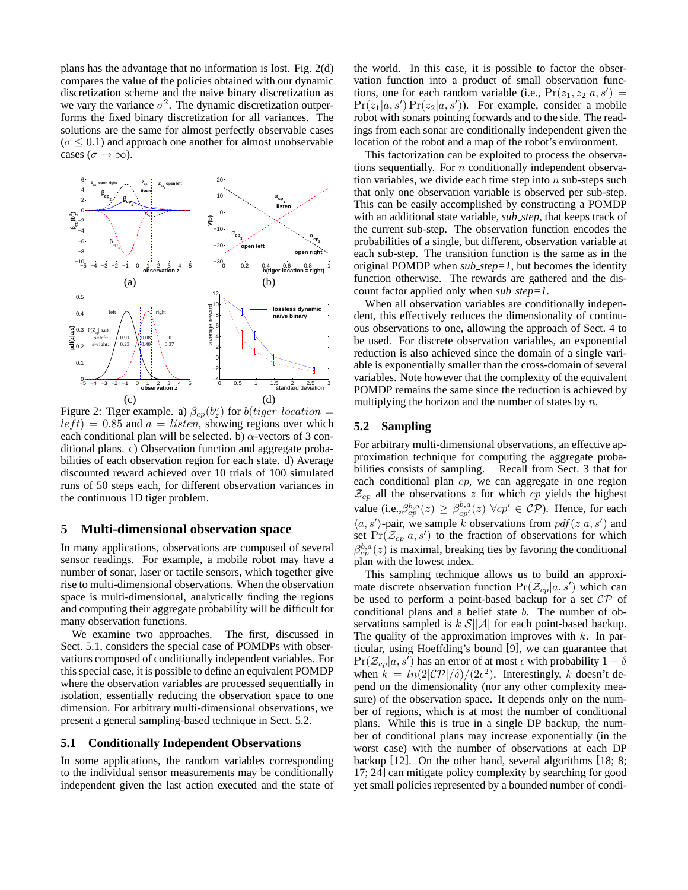plans has the advantage that no information is lost. Fig. 2(d) compares the value of the policies obtained with our dynamic discretization scheme and the naive binary discretization as we vary the variance $\sigma^2$. The dynamic discretization outperforms the fixed binary discretization for all variances. The solutions are the same for almost perfectly observable cases ($\sigma \leq 0.1$) and approach one another for almost unobservable cases ($\sigma \to \infty$).

Figure 2: Tiger example. a) $\beta_{cp}(b_z^a)$ for $b(tiger\_location = left) = 0.85$ and $a = listen$, showing regions over which each conditional plan will be selected. b) $\alpha$-vectors of 3 conditional plans. c) Observation function and aggregate probabilities of each observation region for each state. d) Average discounted reward achieved over 10 trials of 100 simulated runs of 50 steps each, for different observation variances in the continuous 1D tiger problem.

## 5 Multi-dimensional observation space

In many applications, observations are composed of several sensor readings. For example, a mobile robot may have a number of sonar, laser or tactile sensors, which together give rise to multi-dimensional observations. When the observation space is multi-dimensional, analytically finding the regions and computing their aggregate probability will be difficult for many observation functions.

We examine two approaches. The first, discussed in Sect. 5.1, considers the special case of POMDPs with observations composed of conditionally independent variables. For this special case, it is possible to define an equivalent POMDP where the observation variables are processed sequentially in isolation, essentially reducing the observation space to one dimension. For arbitrary multi-dimensional observations, we present a general sampling-based technique in Sect. 5.2.

### 5.1 Conditionally Independent Observations

In some applications, the random variables corresponding to the individual sensor measurements may be conditionally independent given the last action executed and the state of the world. In this case, it is possible to factor the observation function into a product of small observation functions, one for each random variable (i.e., $\Pr(z_1, z_2|a, s') = \Pr(z_1|a, s') \Pr(z_2|a, s')$). For example, consider a mobile robot with sonars pointing forwards and to the side. The readings from each sonar are conditionally independent given the location of the robot and a map of the robot's environment.

This factorization can be exploited to process the observations sequentially. For $n$ conditionally independent observation variables, we divide each time step into $n$ sub-steps such that only one observation variable is observed per sub-step. This can be easily accomplished by constructing a POMDP with an additional state variable, *sub_step*, that keeps track of the current sub-step. The observation function encodes the probabilities of a single, but different, observation variable at each sub-step. The transition function is the same as in the original POMDP when *sub_step=1*, but becomes the identity function otherwise. The rewards are gathered and the discount factor applied only when *sub_step=1*.

When all observation variables are conditionally independent, this effectively reduces the dimensionality of continuous observations to one, allowing the approach of Sect. 4 to be used. For discrete observation variables, an exponential reduction is also achieved since the domain of a single variable is exponentially smaller than the cross-domain of several variables. Note however that the complexity of the equivalent POMDP remains the same since the reduction is achieved by multiplying the horizon and the number of states by $n$.

### 5.2 Sampling

For arbitrary multi-dimensional observations, an effective approximation technique for computing the aggregate probabilities consists of sampling. Recall from Sect. 3 that for each conditional plan $cp$, we can aggregate in one region $\mathcal{Z}_{cp}$ all the observations $z$ for which $cp$ yields the highest value (i.e.,$\beta_{cp}^{b,a}(z) \geq \beta_{cp'}^{b,a}(z)\ \forall cp' \in \mathcal{CP}$). Hence, for each $\langle a, s' \rangle$-pair, we sample $k$ observations from $pdf(z|a, s')$ and set $\Pr(\mathcal{Z}_{cp}|a, s')$ to the fraction of observations for which $\beta_{cp}^{b,a}(z)$ is maximal, breaking ties by favoring the conditional plan with the lowest index.

This sampling technique allows us to build an approximate discrete observation function $\Pr(\mathcal{Z}_{cp}|a, s')$ which can be used to perform a point-based backup for a set $\mathcal{CP}$ of conditional plans and a belief state $b$. The number of observations sampled is $k|\mathcal{S}||\mathcal{A}|$ for each point-based backup. The quality of the approximation improves with $k$. In particular, using Hoeffding's bound [9], we can guarantee that $\Pr(\mathcal{Z}_{cp}|a, s')$ has an error of at most $\epsilon$ with probability $1 - \delta$ when $k = ln(2|\mathcal{CP}|/\delta)/(2\epsilon^2)$. Interestingly, $k$ doesn't depend on the dimensionality (nor any other complexity measure) of the observation space. It depends only on the number of regions, which is at most the number of conditional plans. While this is true in a single DP backup, the number of conditional plans may increase exponentially (in the worst case) with the number of observations at each DP backup [12]. On the other hand, several algorithms [18; 8; 17; 24] can mitigate policy complexity by searching for good yet small policies represented by a bounded number of condi-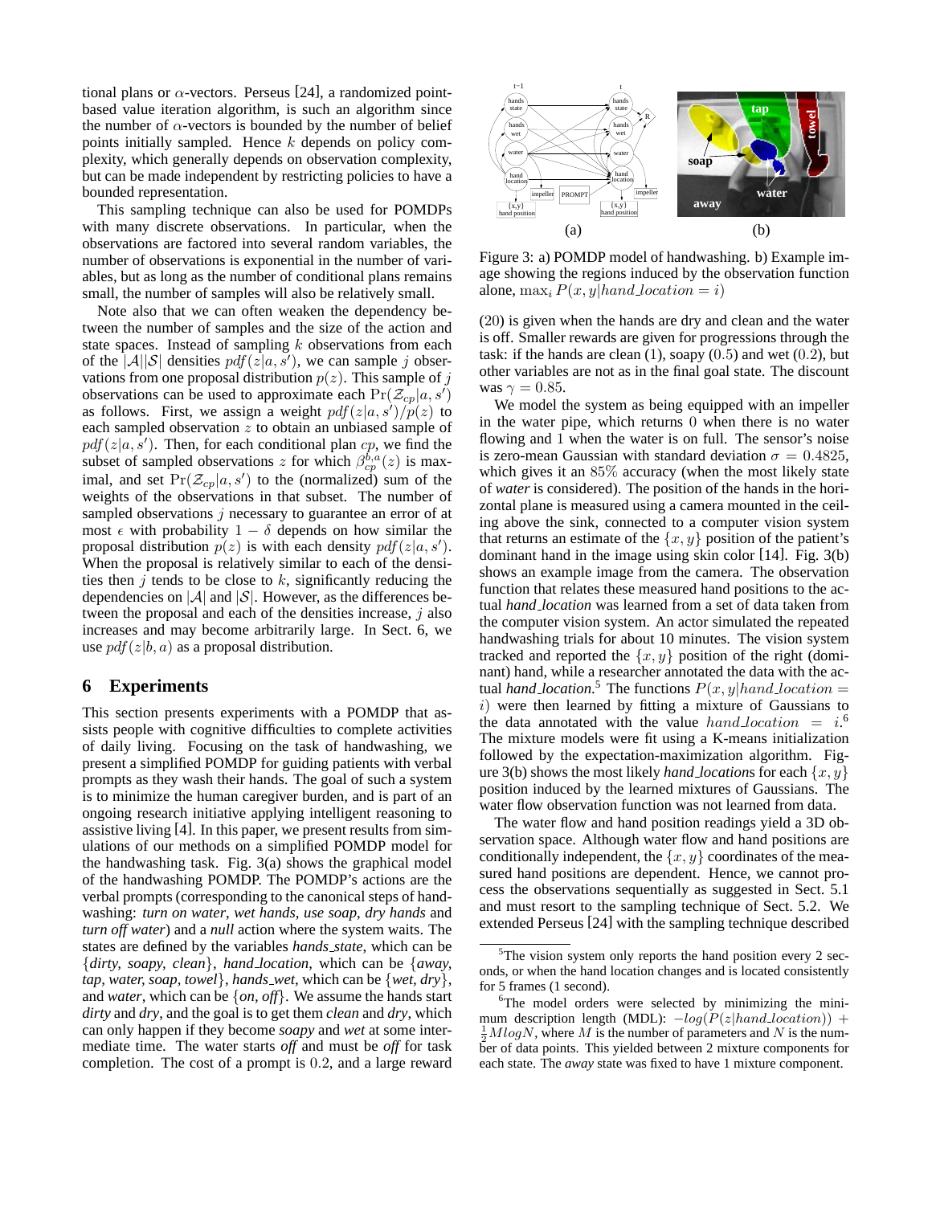tional plans or $\alpha$-vectors. Perseus [24], a randomized point-based value iteration algorithm, is such an algorithm since the number of $\alpha$-vectors is bounded by the number of belief points initially sampled. Hence $k$ depends on policy complexity, which generally depends on observation complexity, but can be made independent by restricting policies to have a bounded representation.

This sampling technique can also be used for POMDPs with many discrete observations. In particular, when the observations are factored into several random variables, the number of observations is exponential in the number of variables, but as long as the number of conditional plans remains small, the number of samples will also be relatively small.

Note also that we can often weaken the dependency between the number of samples and the size of the action and state spaces. Instead of sampling $k$ observations from each of the $|\mathcal{A}||\mathcal{S}|$ densities $pdf(z|a,s')$, we can sample $j$ observations from one proposal distribution $p(z)$. This sample of $j$ observations can be used to approximate each $\Pr(\mathcal{Z}_{cp}|a,s')$ as follows. First, we assign a weight $pdf(z|a,s')/p(z)$ to each sampled observation $z$ to obtain an unbiased sample of $pdf(z|a,s')$. Then, for each conditional plan $cp$, we find the subset of sampled observations $z$ for which $\beta_{cp}^{b,a}(z)$ is maximal, and set $\Pr(\mathcal{Z}_{cp}|a,s')$ to the (normalized) sum of the weights of the observations in that subset. The number of sampled observations $j$ necessary to guarantee an error of at most $\epsilon$ with probability $1-\delta$ depends on how similar the proposal distribution $p(z)$ is with each density $pdf(z|a,s')$. When the proposal is relatively similar to each of the densities then $j$ tends to be close to $k$, significantly reducing the dependencies on $|\mathcal{A}|$ and $|\mathcal{S}|$. However, as the differences between the proposal and each of the densities increase, $j$ also increases and may become arbitrarily large. In Sect. 6, we use $pdf(z|b,a)$ as a proposal distribution.

## 6 Experiments

This section presents experiments with a POMDP that assists people with cognitive difficulties to complete activities of daily living. Focusing on the task of handwashing, we present a simplified POMDP for guiding patients with verbal prompts as they wash their hands. The goal of such a system is to minimize the human caregiver burden, and is part of an ongoing research initiative applying intelligent reasoning to assistive living [4]. In this paper, we present results from simulations of our methods on a simplified POMDP model for the handwashing task. Fig. 3(a) shows the graphical model of the handwashing POMDP. The POMDP's actions are the verbal prompts (corresponding to the canonical steps of handwashing: *turn on water*, *wet hands*, *use soap*, *dry hands* and *turn off water*) and a *null* action where the system waits. The states are defined by the variables *hands_state*, which can be {*dirty, soapy, clean*}, *hand_location*, which can be {*away, tap, water, soap, towel*}, *hands_wet*, which can be {*wet, dry*}, and *water*, which can be {*on, off*}. We assume the hands start *dirty* and *dry*, and the goal is to get them *clean* and *dry*, which can only happen if they become *soapy* and *wet* at some intermediate time. The water starts *off* and must be *off* for task completion. The cost of a prompt is $0.2$, and a large reward

Figure 3: a) POMDP model of handwashing. b) Example image showing the regions induced by the observation function alone, $\max_i P(x,y|hand\_location = i)$

$(20)$ is given when the hands are dry and clean and the water is off. Smaller rewards are given for progressions through the task: if the hands are clean $(1)$, soapy $(0.5)$ and wet $(0.2)$, but other variables are not as in the final goal state. The discount was $\gamma = 0.85$.

We model the system as being equipped with an impeller in the water pipe, which returns $0$ when there is no water flowing and $1$ when the water is on full. The sensor's noise is zero-mean Gaussian with standard deviation $\sigma = 0.4825$, which gives it an $85\%$ accuracy (when the most likely state of *water* is considered). The position of the hands in the horizontal plane is measured using a camera mounted in the ceiling above the sink, connected to a computer vision system that returns an estimate of the $\{x,y\}$ position of the patient's dominant hand in the image using skin color [14]. Fig. 3(b) shows an example image from the camera. The observation function that relates these measured hand positions to the actual *hand_location* was learned from a set of data taken from the computer vision system. An actor simulated the repeated handwashing trials for about 10 minutes. The vision system tracked and reported the $\{x,y\}$ position of the right (dominant) hand, while a researcher annotated the data with the actual *hand_location*.[5] The functions $P(x,y|hand\_location = i)$ were then learned by fitting a mixture of Gaussians to the data annotated with the value $hand\_location = i$.[6] The mixture models were fit using a K-means initialization followed by the expectation-maximization algorithm. Figure 3(b) shows the most likely *hand_locations* for each $\{x,y\}$ position induced by the learned mixtures of Gaussians. The water flow observation function was not learned from data.

The water flow and hand position readings yield a 3D observation space. Although water flow and hand positions are conditionally independent, the $\{x,y\}$ coordinates of the measured hand positions are dependent. Hence, we cannot process the observations sequentially as suggested in Sect. 5.1 and must resort to the sampling technique of Sect. 5.2. We extended Perseus [24] with the sampling technique described

[5] The vision system only reports the hand position every 2 seconds, or when the hand location changes and is located consistently for 5 frames (1 second).

[6] The model orders were selected by minimizing the minimum description length (MDL): $-log(P(z|hand\_location)) + \frac{1}{2}MlogN$, where $M$ is the number of parameters and $N$ is the number of data points. This yielded between 2 mixture components for each state. The *away* state was fixed to have 1 mixture component.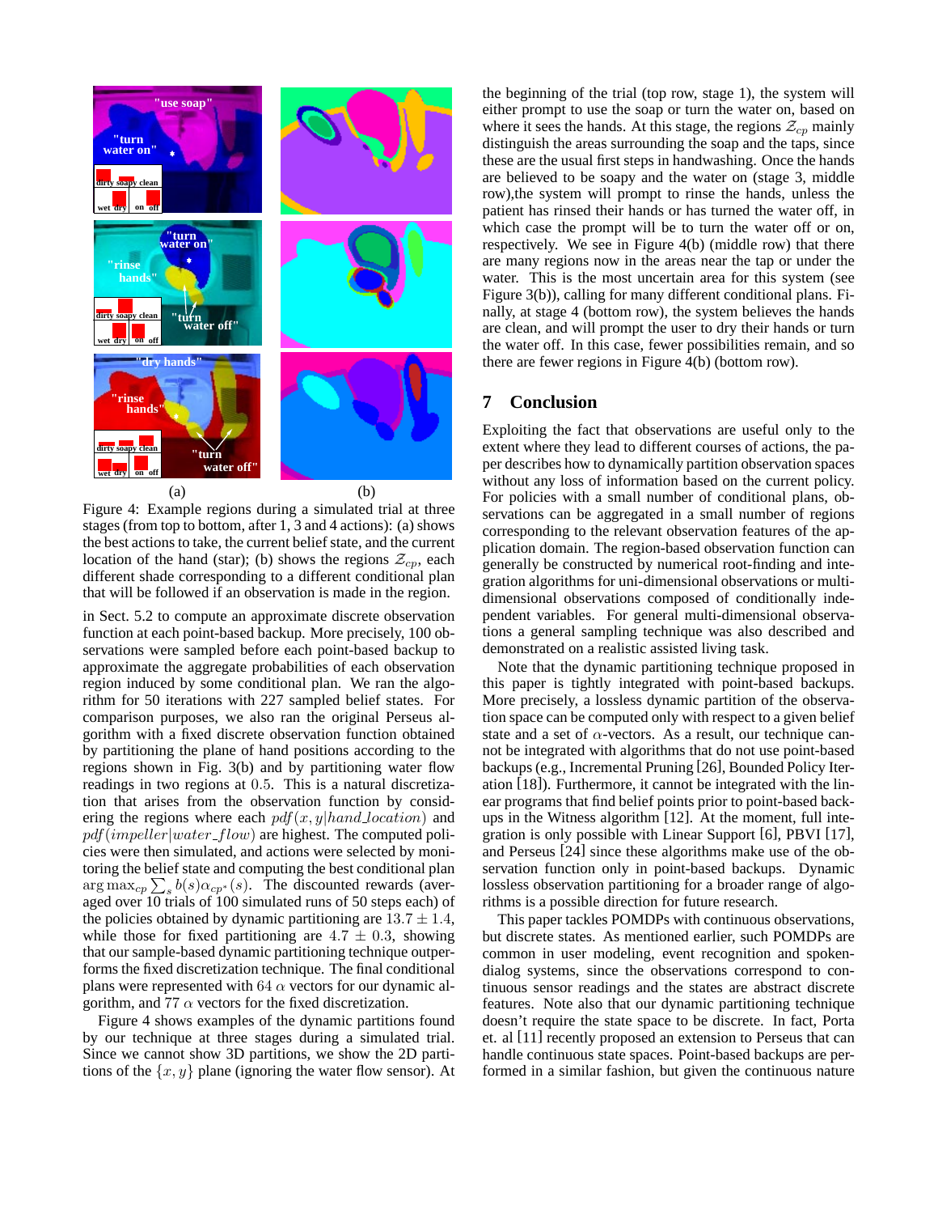(a) (b)

Figure 4: Example regions during a simulated trial at three stages (from top to bottom, after 1, 3 and 4 actions): (a) shows the best actions to take, the current belief state, and the current location of the hand (star); (b) shows the regions $\mathcal{Z}_{cp}$, each different shade corresponding to a different conditional plan that will be followed if an observation is made in the region.

in Sect. 5.2 to compute an approximate discrete observation function at each point-based backup. More precisely, 100 observations were sampled before each point-based backup to approximate the aggregate probabilities of each observation region induced by some conditional plan. We ran the algorithm for 50 iterations with 227 sampled belief states. For comparison purposes, we also ran the original Perseus algorithm with a fixed discrete observation function obtained by partitioning the plane of hand positions according to the regions shown in Fig. 3(b) and by partitioning water flow readings in two regions at $0.5$. This is a natural discretization that arises from the observation function by considering the regions where each $pdf(x, y|hand\_location)$ and $pdf(impeller|water\_flow)$ are highest. The computed policies were then simulated, and actions were selected by monitoring the belief state and computing the best conditional plan $\arg\max_{cp} \sum_s b(s)\alpha_{cp^*}(s)$. The discounted rewards (averaged over 10 trials of 100 simulated runs of 50 steps each) of the policies obtained by dynamic partitioning are $13.7 \pm 1.4$, while those for fixed partitioning are $4.7 \pm 0.3$, showing that our sample-based dynamic partitioning technique outperforms the fixed discretization technique. The final conditional plans were represented with $64$ $\alpha$ vectors for our dynamic algorithm, and $77$ $\alpha$ vectors for the fixed discretization.

Figure 4 shows examples of the dynamic partitions found by our technique at three stages during a simulated trial. Since we cannot show 3D partitions, we show the 2D partitions of the $\{x, y\}$ plane (ignoring the water flow sensor). At the beginning of the trial (top row, stage 1), the system will either prompt to use the soap or turn the water on, based on where it sees the hands. At this stage, the regions $\mathcal{Z}_{cp}$ mainly distinguish the areas surrounding the soap and the taps, since these are the usual first steps in handwashing. Once the hands are believed to be soapy and the water on (stage 3, middle row),the system will prompt to rinse the hands, unless the patient has rinsed their hands or has turned the water off, in which case the prompt will be to turn the water off or on, respectively. We see in Figure 4(b) (middle row) that there are many regions now in the areas near the tap or under the water. This is the most uncertain area for this system (see Figure 3(b)), calling for many different conditional plans. Finally, at stage 4 (bottom row), the system believes the hands are clean, and will prompt the user to dry their hands or turn the water off. In this case, fewer possibilities remain, and so there are fewer regions in Figure 4(b) (bottom row).

## 7 Conclusion

Exploiting the fact that observations are useful only to the extent where they lead to different courses of actions, the paper describes how to dynamically partition observation spaces without any loss of information based on the current policy. For policies with a small number of conditional plans, observations can be aggregated in a small number of regions corresponding to the relevant observation features of the application domain. The region-based observation function can generally be constructed by numerical root-finding and integration algorithms for uni-dimensional observations or multi-dimensional observations composed of conditionally independent variables. For general multi-dimensional observations a general sampling technique was also described and demonstrated on a realistic assisted living task.

Note that the dynamic partitioning technique proposed in this paper is tightly integrated with point-based backups. More precisely, a lossless dynamic partition of the observation space can be computed only with respect to a given belief state and a set of $\alpha$-vectors. As a result, our technique cannot be integrated with algorithms that do not use point-based backups (e.g., Incremental Pruning [26], Bounded Policy Iteration [18]). Furthermore, it cannot be integrated with the linear programs that find belief points prior to point-based backups in the Witness algorithm [12]. At the moment, full integration is only possible with Linear Support [6], PBVI [17], and Perseus [24] since these algorithms make use of the observation function only in point-based backups. Dynamic lossless observation partitioning for a broader range of algorithms is a possible direction for future research.

This paper tackles POMDPs with continuous observations, but discrete states. As mentioned earlier, such POMDPs are common in user modeling, event recognition and spoken-dialog systems, since the observations correspond to continuous sensor readings and the states are abstract discrete features. Note also that our dynamic partitioning technique doesn't require the state space to be discrete. In fact, Porta et. al [11] recently proposed an extension to Perseus that can handle continuous state spaces. Point-based backups are performed in a similar fashion, but given the continuous nature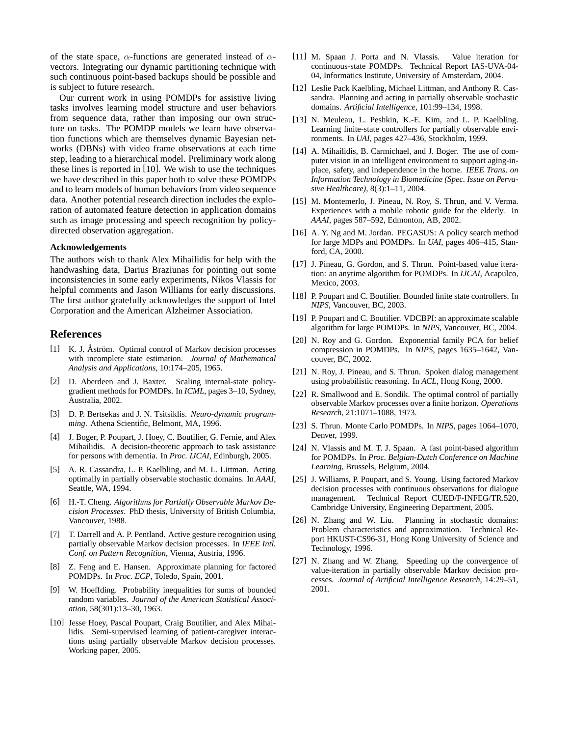of the state space, $\alpha$-functions are generated instead of $\alpha$-vectors. Integrating our dynamic partitioning technique with such continuous point-based backups should be possible and is subject to future research.

Our current work in using POMDPs for assistive living tasks involves learning model structure and user behaviors from sequence data, rather than imposing our own structure on tasks. The POMDP models we learn have observation functions which are themselves dynamic Bayesian networks (DBNs) with video frame observations at each time step, leading to a hierarchical model. Preliminary work along these lines is reported in [10]. We wish to use the techniques we have described in this paper both to solve these POMDPs and to learn models of human behaviors from video sequence data. Another potential research direction includes the exploration of automated feature detection in application domains such as image processing and speech recognition by policy-directed observation aggregation.

**Acknowledgements**

The authors wish to thank Alex Mihailidis for help with the handwashing data, Darius Braziunas for pointing out some inconsistencies in some early experiments, Nikos Vlassis for helpful comments and Jason Williams for early discussions. The first author gratefully acknowledges the support of Intel Corporation and the American Alzheimer Association.

## References

[1] K. J. Åström. Optimal control of Markov decision processes with incomplete state estimation. *Journal of Mathematical Analysis and Applications*, 10:174–205, 1965.

[2] D. Aberdeen and J. Baxter. Scaling internal-state policy-gradient methods for POMDPs. In *ICML*, pages 3–10, Sydney, Australia, 2002.

[3] D. P. Bertsekas and J. N. Tsitsiklis. *Neuro-dynamic programming*. Athena Scientific, Belmont, MA, 1996.

[4] J. Boger, P. Poupart, J. Hoey, C. Boutilier, G. Fernie, and Alex Mihailidis. A decision-theoretic approach to task assistance for persons with dementia. In *Proc. IJCAI*, Edinburgh, 2005.

[5] A. R. Cassandra, L. P. Kaelbling, and M. L. Littman. Acting optimally in partially observable stochastic domains. In *AAAI*, Seattle, WA, 1994.

[6] H.-T. Cheng. *Algorithms for Partially Observable Markov Decision Processes*. PhD thesis, University of British Columbia, Vancouver, 1988.

[7] T. Darrell and A. P. Pentland. Active gesture recognition using partially observable Markov decision processes. In *IEEE Intl. Conf. on Pattern Recognition*, Vienna, Austria, 1996.

[8] Z. Feng and E. Hansen. Approximate planning for factored POMDPs. In *Proc. ECP*, Toledo, Spain, 2001.

[9] W. Hoeffding. Probability inequalities for sums of bounded random variables. *Journal of the American Statistical Association*, 58(301):13–30, 1963.

[10] Jesse Hoey, Pascal Poupart, Craig Boutilier, and Alex Mihailidis. Semi-supervised learning of patient-caregiver interactions using partially observable Markov decision processes. Working paper, 2005.

[11] M. Spaan J. Porta and N. Vlassis. Value iteration for continuous-state POMDPs. Technical Report IAS-UVA-04-04, Informatics Institute, University of Amsterdam, 2004.

[12] Leslie Pack Kaelbling, Michael Littman, and Anthony R. Cassandra. Planning and acting in partially observable stochastic domains. *Artificial Intelligence*, 101:99–134, 1998.

[13] N. Meuleau, L. Peshkin, K.-E. Kim, and L. P. Kaelbling. Learning finite-state controllers for partially observable environments. In *UAI*, pages 427–436, Stockholm, 1999.

[14] A. Mihailidis, B. Carmichael, and J. Boger. The use of computer vision in an intelligent environment to support aging-in-place, safety, and independence in the home. *IEEE Trans. on Information Technology in Biomedicine (Spec. Issue on Pervasive Healthcare)*, 8(3):1–11, 2004.

[15] M. Montemerlo, J. Pineau, N. Roy, S. Thrun, and V. Verma. Experiences with a mobile robotic guide for the elderly. In *AAAI*, pages 587–592, Edmonton, AB, 2002.

[16] A. Y. Ng and M. Jordan. PEGASUS: A policy search method for large MDPs and POMDPs. In *UAI*, pages 406–415, Stanford, CA, 2000.

[17] J. Pineau, G. Gordon, and S. Thrun. Point-based value iteration: an anytime algorithm for POMDPs. In *IJCAI*, Acapulco, Mexico, 2003.

[18] P. Poupart and C. Boutilier. Bounded finite state controllers. In *NIPS*, Vancouver, BC, 2003.

[19] P. Poupart and C. Boutilier. VDCBPI: an approximate scalable algorithm for large POMDPs. In *NIPS*, Vancouver, BC, 2004.

[20] N. Roy and G. Gordon. Exponential family PCA for belief compression in POMDPs. In *NIPS*, pages 1635–1642, Vancouver, BC, 2002.

[21] N. Roy, J. Pineau, and S. Thrun. Spoken dialog management using probabilistic reasoning. In *ACL*, Hong Kong, 2000.

[22] R. Smallwood and E. Sondik. The optimal control of partially observable Markov processes over a finite horizon. *Operations Research*, 21:1071–1088, 1973.

[23] S. Thrun. Monte Carlo POMDPs. In *NIPS*, pages 1064–1070, Denver, 1999.

[24] N. Vlassis and M. T. J. Spaan. A fast point-based algorithm for POMDPs. In *Proc. Belgian-Dutch Conference on Machine Learning*, Brussels, Belgium, 2004.

[25] J. Williams, P. Poupart, and S. Young. Using factored Markov decision processes with continuous observations for dialogue management. Technical Report CUED/F-INFEG/TR.520, Cambridge University, Engineering Department, 2005.

[26] N. Zhang and W. Liu. Planning in stochastic domains: Problem characteristics and approximation. Technical Report HKUST-CS96-31, Hong Kong University of Science and Technology, 1996.

[27] N. Zhang and W. Zhang. Speeding up the convergence of value-iteration in partially observable Markov decision processes. *Journal of Artificial Intelligence Research*, 14:29–51, 2001.